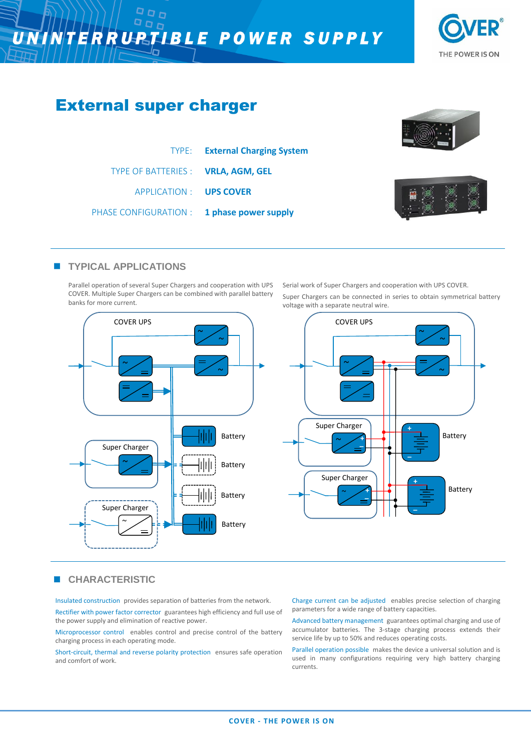# UNINTERRUPTIBLE POWER SUPPLY

COVER — THE POWER IS ON

## External super charger

TYPE: **External Charging System**

TYPE OF BATTERIES : **VRLA, AGM, GEL**

APPLICATION : **UPS COVER**

PHASE CONFIGURATION : **1 phase power supply**

## TYPICAL APPLICATIONS

Parallel operation of several Super Chargers and cooperation with UPS COVER. Multiple Super Chargers can be combined with parallel battery banks for more current.

COVER UPS

Super Charger

Super Charger

Battery

Battery

Battery

Battery

Serial work of Super Chargers and cooperation with UPS COVER.

Super Chargers can be connected in series to obtain symmetrical battery voltage with a separate neutral wire.

COVER UPS

Super Charger

Super Charger

Battery

Battery

## CHARACTERISTIC

Insulated construction provides separation of batteries from the network.

Rectifier with power factor corrector guarantees high efficiency and full use of the power supply and elimination of reactive power.

Microprocessor control enables control and precise control of the battery charging process in each operating mode.

Short-circuit, thermal and reverse polarity protection ensures safe operation and comfort of work.

Charge current can be adjusted enables precise selection of charging parameters for a wide range of battery capacities.

Advanced battery management guarantees optimal charging and use of accumulator batteries. The 3-stage charging process extends their service life by up to 50% and reduces operating costs.

Parallel operation possible makes the device a universal solution and is used in many configurations requiring very high battery charging currents.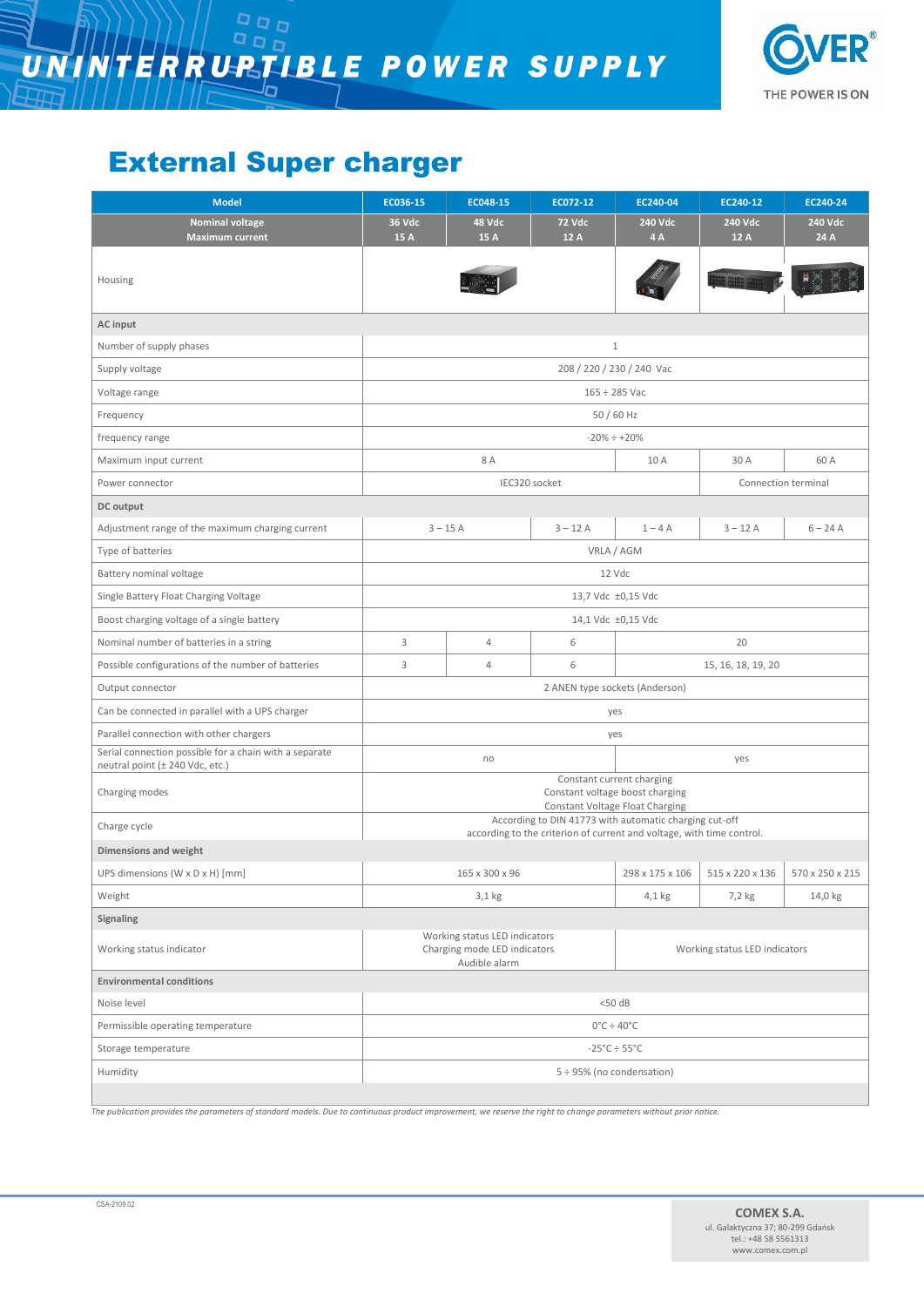# UNINTERRUPTIBLE POWER SUPPLY

COVER® THE POWER IS ON

## External Super charger

| Model | EC036-15 | EC048-15 | EC072-12 | EC240-04 | EC240-12 | EC240-24 |
|---|---|---|---|---|---|---|
| **Nominal voltage Maximum current** | **36 Vdc 15 A** | **48 Vdc 15 A** | **72 Vdc 12 A** | **240 Vdc 4 A** | **240 Vdc 12 A** | **240 Vdc 24 A** |
| Housing | | | | | | |
| **AC input** | | | | | | |
| Number of supply phases | 1 | | | | | |
| Supply voltage | 208 / 220 / 230 / 240 Vac | | | | | |
| Voltage range | 165 ÷ 285 Vac | | | | | |
| Frequency | 50 / 60 Hz | | | | | |
| frequency range | -20% ÷ +20% | | | | | |
| Maximum input current | 8 A | | | 10 A | 30 A | 60 A |
| Power connector | IEC320 socket | | | | Connection terminal | |
| **DC output** | | | | | | |
| Adjustment range of the maximum charging current | 3 – 15 A | | 3 – 12 A | 1 – 4 A | 3 – 12 A | 6 – 24 A |
| Type of batteries | VRLA / AGM | | | | | |
| Battery nominal voltage | 12 Vdc | | | | | |
| Single Battery Float Charging Voltage | 13,7 Vdc ±0,15 Vdc | | | | | |
| Boost charging voltage of a single battery | 14,1 Vdc ±0,15 Vdc | | | | | |
| Nominal number of batteries in a string | 3 | 4 | 6 | 20 | | |
| Possible configurations of the number of batteries | 3 | 4 | 6 | 15, 16, 18, 19, 20 | | |
| Output connector | 2 ANEN type sockets (Anderson) | | | | | |
| Can be connected in parallel with a UPS charger | yes | | | | | |
| Parallel connection with other chargers | yes | | | | | |
| Serial connection possible for a chain with a separate neutral point (± 240 Vdc, etc.) | no | | | yes | | |
| Charging modes | Constant current charging<br>Constant voltage boost charging<br>Constant Voltage Float Charging | | | | | |
| Charge cycle | According to DIN 41773 with automatic charging cut-off according to the criterion of current and voltage, with time control. | | | | | |
| **Dimensions and weight** | | | | | | |
| UPS dimensions (W x D x H) [mm] | 165 x 300 x 96 | | | 298 x 175 x 106 | 515 x 220 x 136 | 570 x 250 x 215 |
| Weight | 3,1 kg | | | 4,1 kg | 7,2 kg | 14,0 kg |
| **Signaling** | | | | | | |
| Working status indicator | Working status LED indicators<br>Charging mode LED indicators<br>Audible alarm | | | Working status LED indicators | | |
| **Environmental conditions** | | | | | | |
| Noise level | <50 dB | | | | | |
| Permissible operating temperature | 0°C ÷ 40°C | | | | | |
| Storage temperature | -25°C ÷ 55°C | | | | | |
| Humidity | 5 ÷ 95% (no condensation) | | | | | |

*The publication provides the parameters of standard models. Due to continuous product improvement, we reserve the right to change parameters without prior notice.*

CSA-2109.02

**COMEX S.A.**
ul. Galaktyczna 37; 80-299 Gdańsk
tel.: +48 58 5561313
www.comex.com.pl